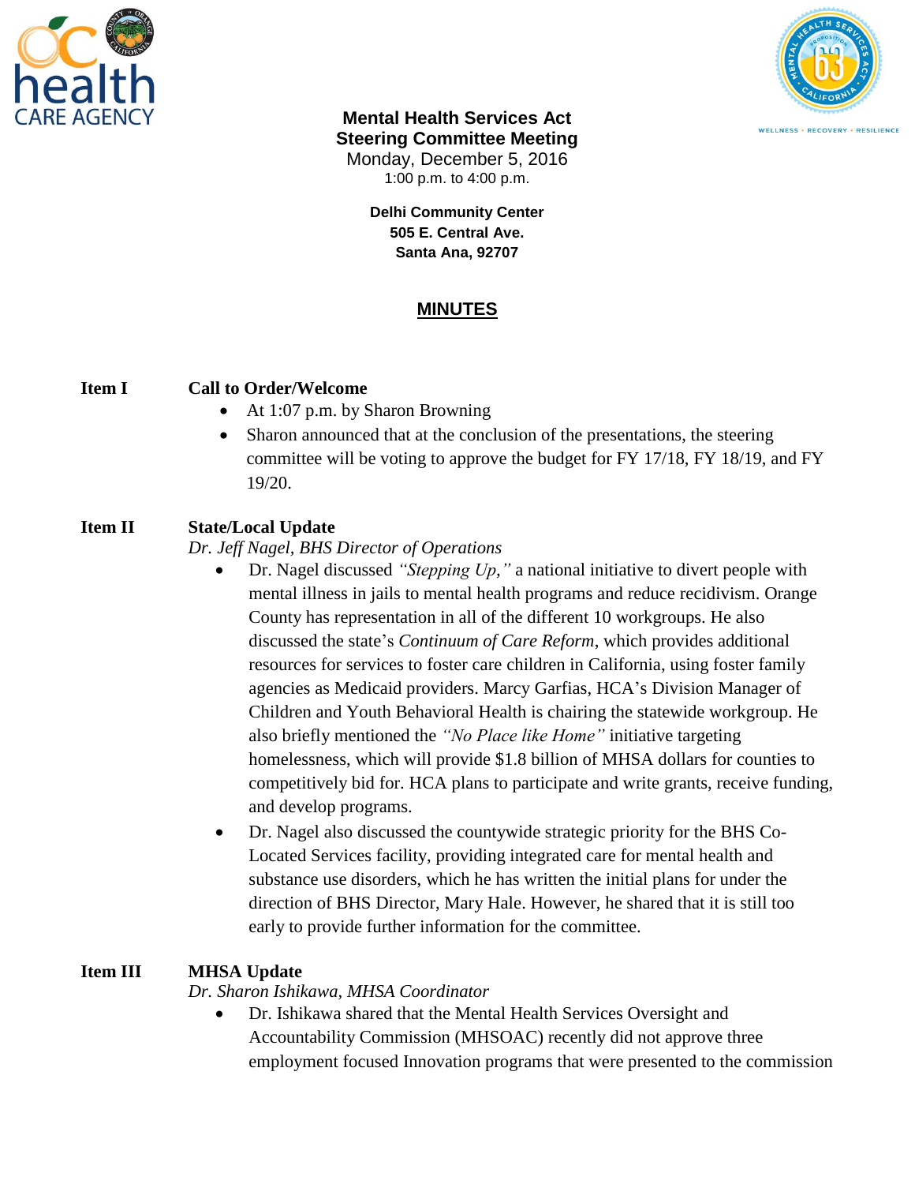**Mental Health Services Act**
**Steering Committee Meeting**
Monday, December 5, 2016
1:00 p.m. to 4:00 p.m.

**Delhi Community Center**
**505 E. Central Ave.**
**Santa Ana, 92707**

# MINUTES

**Item I** **Call to Order/Welcome**

- At 1:07 p.m. by Sharon Browning
- Sharon announced that at the conclusion of the presentations, the steering committee will be voting to approve the budget for FY 17/18, FY 18/19, and FY 19/20.

**Item II** **State/Local Update**
*Dr. Jeff Nagel, BHS Director of Operations*

- Dr. Nagel discussed *"Stepping Up,"* a national initiative to divert people with mental illness in jails to mental health programs and reduce recidivism. Orange County has representation in all of the different 10 workgroups. He also discussed the state's *Continuum of Care Reform*, which provides additional resources for services to foster care children in California, using foster family agencies as Medicaid providers. Marcy Garfias, HCA's Division Manager of Children and Youth Behavioral Health is chairing the statewide workgroup. He also briefly mentioned the *"No Place like Home"* initiative targeting homelessness, which will provide $1.8 billion of MHSA dollars for counties to competitively bid for. HCA plans to participate and write grants, receive funding, and develop programs.
- Dr. Nagel also discussed the countywide strategic priority for the BHS Co-Located Services facility, providing integrated care for mental health and substance use disorders, which he has written the initial plans for under the direction of BHS Director, Mary Hale. However, he shared that it is still too early to provide further information for the committee.

**Item III** **MHSA Update**
*Dr. Sharon Ishikawa, MHSA Coordinator*

- Dr. Ishikawa shared that the Mental Health Services Oversight and Accountability Commission (MHSOAC) recently did not approve three employment focused Innovation programs that were presented to the commission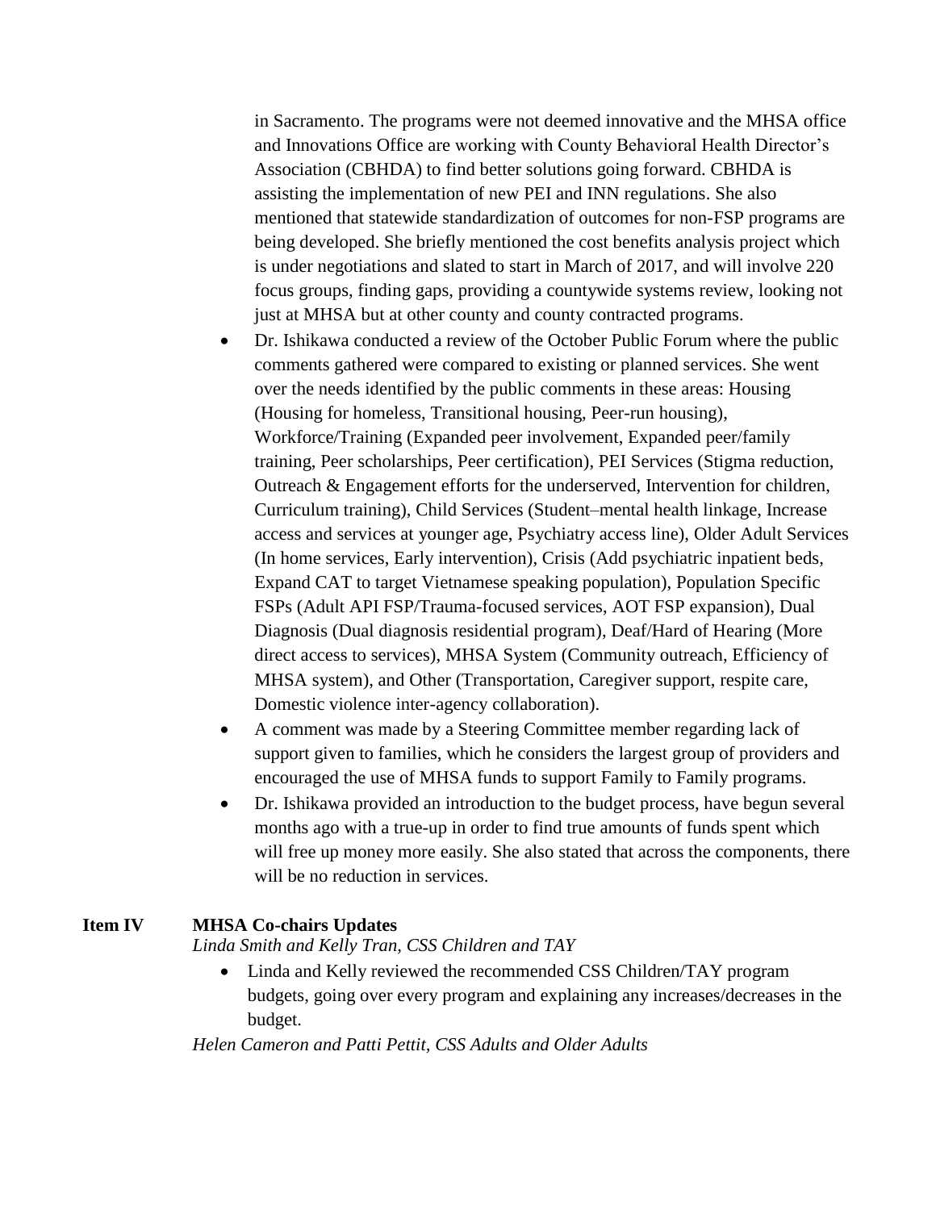in Sacramento. The programs were not deemed innovative and the MHSA office and Innovations Office are working with County Behavioral Health Director's Association (CBHDA) to find better solutions going forward. CBHDA is assisting the implementation of new PEI and INN regulations. She also mentioned that statewide standardization of outcomes for non-FSP programs are being developed. She briefly mentioned the cost benefits analysis project which is under negotiations and slated to start in March of 2017, and will involve 220 focus groups, finding gaps, providing a countywide systems review, looking not just at MHSA but at other county and county contracted programs.

- Dr. Ishikawa conducted a review of the October Public Forum where the public comments gathered were compared to existing or planned services. She went over the needs identified by the public comments in these areas: Housing (Housing for homeless, Transitional housing, Peer-run housing), Workforce/Training (Expanded peer involvement, Expanded peer/family training, Peer scholarships, Peer certification), PEI Services (Stigma reduction, Outreach & Engagement efforts for the underserved, Intervention for children, Curriculum training), Child Services (Student–mental health linkage, Increase access and services at younger age, Psychiatry access line), Older Adult Services (In home services, Early intervention), Crisis (Add psychiatric inpatient beds, Expand CAT to target Vietnamese speaking population), Population Specific FSPs (Adult API FSP/Trauma-focused services, AOT FSP expansion), Dual Diagnosis (Dual diagnosis residential program), Deaf/Hard of Hearing (More direct access to services), MHSA System (Community outreach, Efficiency of MHSA system), and Other (Transportation, Caregiver support, respite care, Domestic violence inter-agency collaboration).
- A comment was made by a Steering Committee member regarding lack of support given to families, which he considers the largest group of providers and encouraged the use of MHSA funds to support Family to Family programs.
- Dr. Ishikawa provided an introduction to the budget process, have begun several months ago with a true-up in order to find true amounts of funds spent which will free up money more easily. She also stated that across the components, there will be no reduction in services.

**Item IV MHSA Co-chairs Updates**

*Linda Smith and Kelly Tran, CSS Children and TAY*

- Linda and Kelly reviewed the recommended CSS Children/TAY program budgets, going over every program and explaining any increases/decreases in the budget.

*Helen Cameron and Patti Pettit, CSS Adults and Older Adults*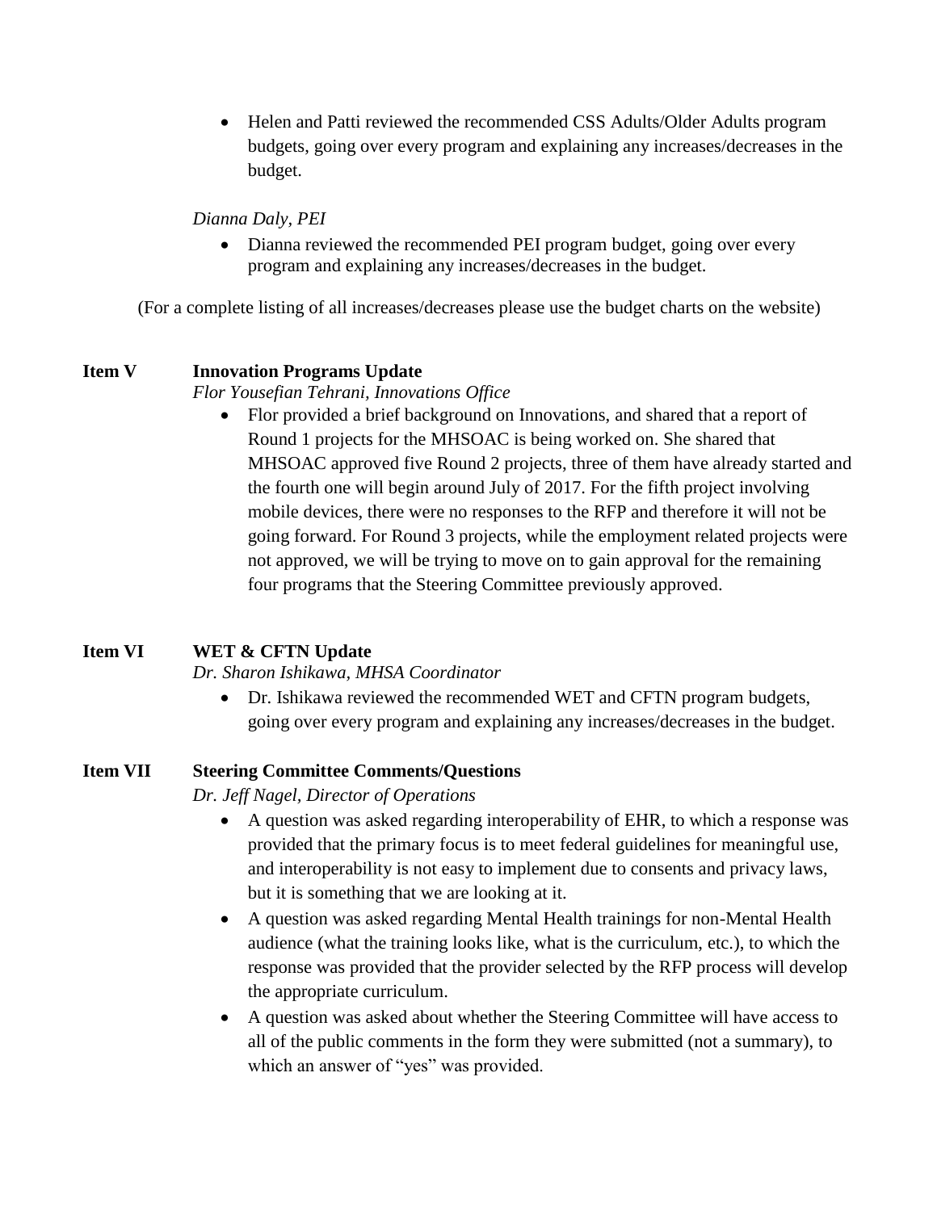- Helen and Patti reviewed the recommended CSS Adults/Older Adults program budgets, going over every program and explaining any increases/decreases in the budget.

*Dianna Daly, PEI*

- Dianna reviewed the recommended PEI program budget, going over every program and explaining any increases/decreases in the budget.

(For a complete listing of all increases/decreases please use the budget charts on the website)

**Item V** **Innovation Programs Update**

*Flor Yousefian Tehrani, Innovations Office*

- Flor provided a brief background on Innovations, and shared that a report of Round 1 projects for the MHSOAC is being worked on. She shared that MHSOAC approved five Round 2 projects, three of them have already started and the fourth one will begin around July of 2017. For the fifth project involving mobile devices, there were no responses to the RFP and therefore it will not be going forward. For Round 3 projects, while the employment related projects were not approved, we will be trying to move on to gain approval for the remaining four programs that the Steering Committee previously approved.

**Item VI** **WET & CFTN Update**

*Dr. Sharon Ishikawa, MHSA Coordinator*

- Dr. Ishikawa reviewed the recommended WET and CFTN program budgets, going over every program and explaining any increases/decreases in the budget.

**Item VII** **Steering Committee Comments/Questions**

*Dr. Jeff Nagel, Director of Operations*

- A question was asked regarding interoperability of EHR, to which a response was provided that the primary focus is to meet federal guidelines for meaningful use, and interoperability is not easy to implement due to consents and privacy laws, but it is something that we are looking at it.
- A question was asked regarding Mental Health trainings for non-Mental Health audience (what the training looks like, what is the curriculum, etc.), to which the response was provided that the provider selected by the RFP process will develop the appropriate curriculum.
- A question was asked about whether the Steering Committee will have access to all of the public comments in the form they were submitted (not a summary), to which an answer of "yes" was provided.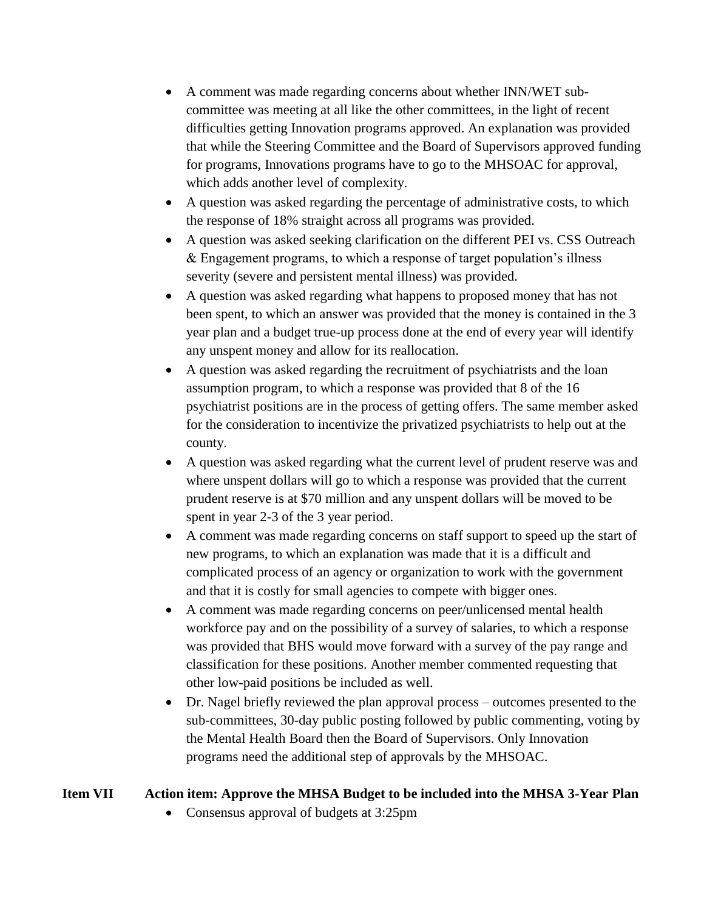- A comment was made regarding concerns about whether INN/WET sub-committee was meeting at all like the other committees, in the light of recent difficulties getting Innovation programs approved. An explanation was provided that while the Steering Committee and the Board of Supervisors approved funding for programs, Innovations programs have to go to the MHSOAC for approval, which adds another level of complexity.
- A question was asked regarding the percentage of administrative costs, to which the response of 18% straight across all programs was provided.
- A question was asked seeking clarification on the different PEI vs. CSS Outreach & Engagement programs, to which a response of target population's illness severity (severe and persistent mental illness) was provided.
- A question was asked regarding what happens to proposed money that has not been spent, to which an answer was provided that the money is contained in the 3 year plan and a budget true-up process done at the end of every year will identify any unspent money and allow for its reallocation.
- A question was asked regarding the recruitment of psychiatrists and the loan assumption program, to which a response was provided that 8 of the 16 psychiatrist positions are in the process of getting offers. The same member asked for the consideration to incentivize the privatized psychiatrists to help out at the county.
- A question was asked regarding what the current level of prudent reserve was and where unspent dollars will go to which a response was provided that the current prudent reserve is at $70 million and any unspent dollars will be moved to be spent in year 2-3 of the 3 year period.
- A comment was made regarding concerns on staff support to speed up the start of new programs, to which an explanation was made that it is a difficult and complicated process of an agency or organization to work with the government and that it is costly for small agencies to compete with bigger ones.
- A comment was made regarding concerns on peer/unlicensed mental health workforce pay and on the possibility of a survey of salaries, to which a response was provided that BHS would move forward with a survey of the pay range and classification for these positions. Another member commented requesting that other low-paid positions be included as well.
- Dr. Nagel briefly reviewed the plan approval process – outcomes presented to the sub-committees, 30-day public posting followed by public commenting, voting by the Mental Health Board then the Board of Supervisors. Only Innovation programs need the additional step of approvals by the MHSOAC.

**Item VII Action item: Approve the MHSA Budget to be included into the MHSA 3-Year Plan**

- Consensus approval of budgets at 3:25pm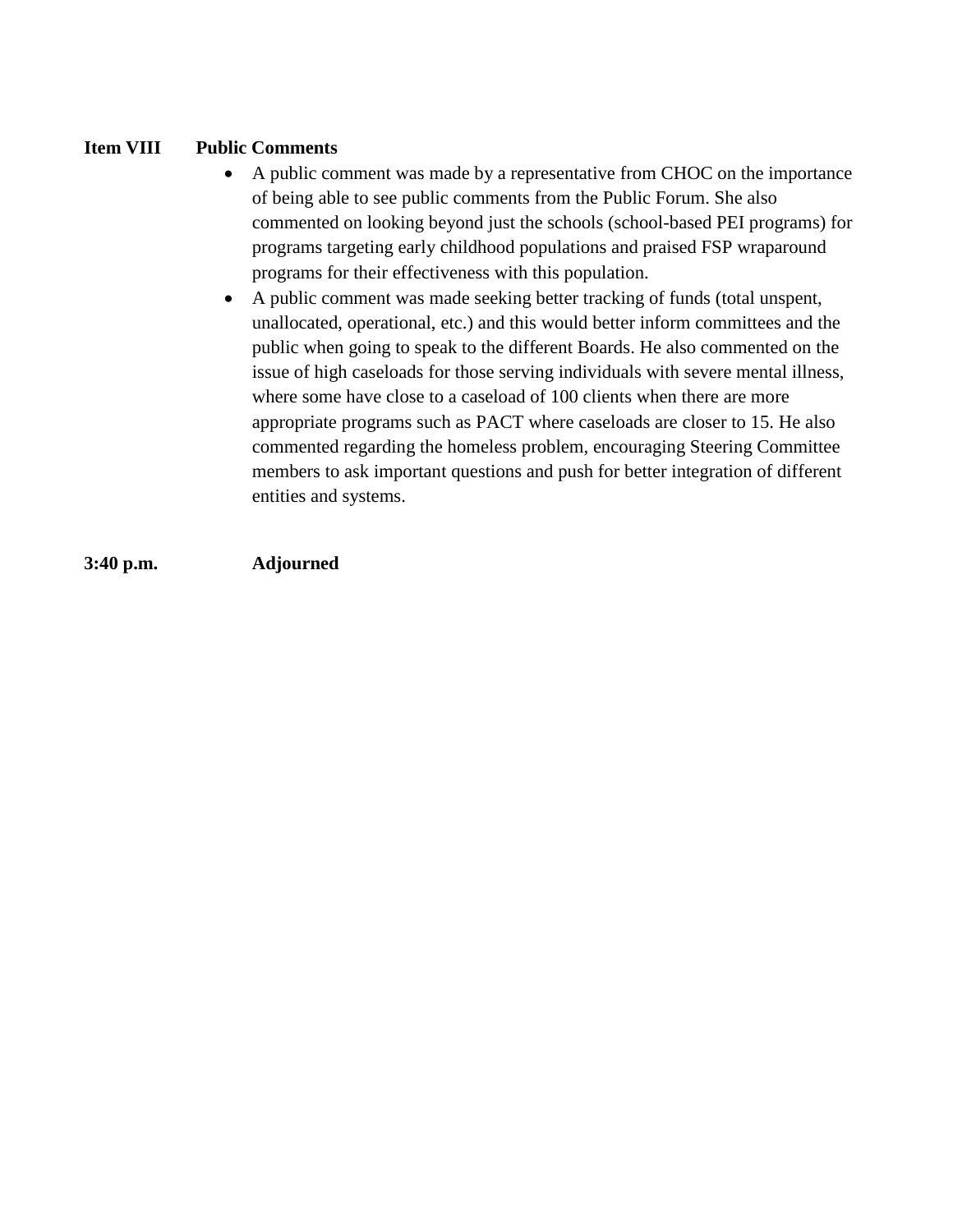**Item VIII Public Comments**

- A public comment was made by a representative from CHOC on the importance of being able to see public comments from the Public Forum. She also commented on looking beyond just the schools (school-based PEI programs) for programs targeting early childhood populations and praised FSP wraparound programs for their effectiveness with this population.
- A public comment was made seeking better tracking of funds (total unspent, unallocated, operational, etc.) and this would better inform committees and the public when going to speak to the different Boards. He also commented on the issue of high caseloads for those serving individuals with severe mental illness, where some have close to a caseload of 100 clients when there are more appropriate programs such as PACT where caseloads are closer to 15. He also commented regarding the homeless problem, encouraging Steering Committee members to ask important questions and push for better integration of different entities and systems.

**3:40 p.m. Adjourned**